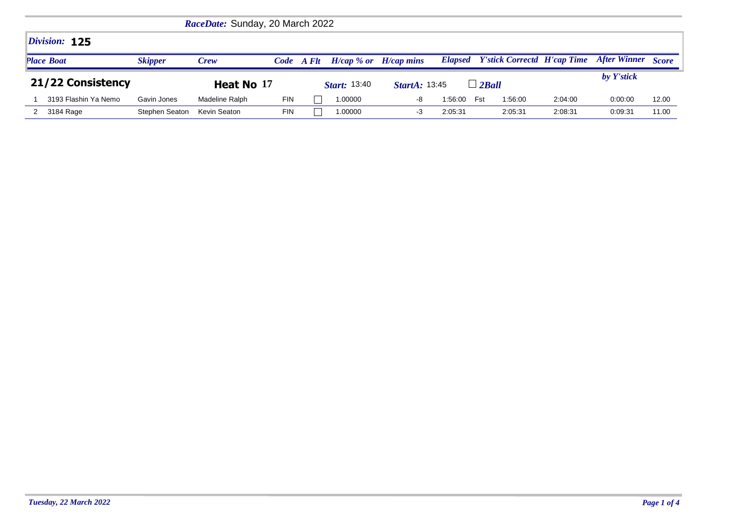***RaceDate:*** Sunday, 20 March 2022

## *Division:* **125**

## 21/22 Consistency

**Heat No** 17 | ***Start:*** 13:40 | ***StartA:*** 13:45 | ☐ *2Ball*

| *Place* | *Boat* | *Skipper* | *Crew* | *Code* | *A Flt* | *H/cap % or* | *H/cap mins* | *Elapsed* | | *Y'stick Correctd* | *H'cap Time* | *After Winner by Y'stick* | *Score* |
|---|---|---|---|---|---|---|---|---|---|---|---|---|---|
| 1 | 3193 Flashin Ya Nemo | Gavin Jones | Madeline Ralph | FIN | ☐ | 1.00000 | -8 | 1:56:00 | Fst | 1:56:00 | 2:04:00 | 0:00:00 | 12.00 |
| 2 | 3184 Rage | Stephen Seaton | Kevin Seaton | FIN | ☐ | 1.00000 | -3 | 2:05:31 | | 2:05:31 | 2:08:31 | 0:09:31 | 11.00 |

*Tuesday, 22 March 2022*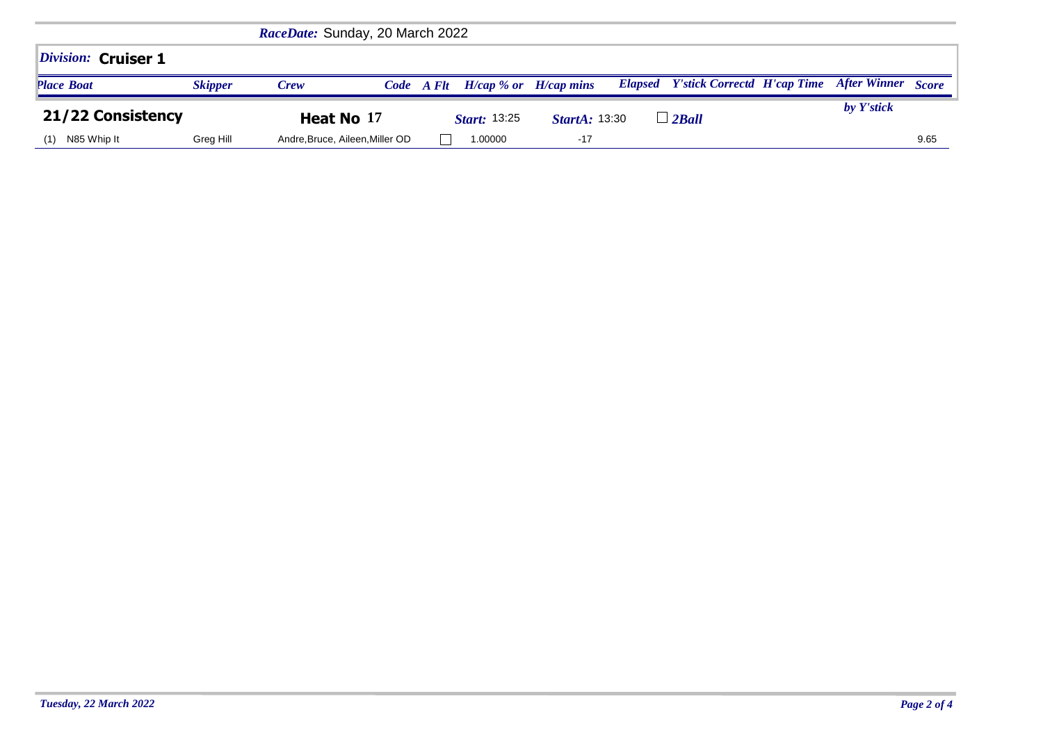*RaceDate:* Sunday, 20 March 2022

## *Division:* Cruiser 1

### 21/22 Consistency

**Heat No** 17 | *Start:* 13:25 | *StartA:* 13:30 | ☐ *2Ball*

| *Place Boat* | *Skipper* | *Crew* | *Code* | *A Flt* | *H/cap % or* | *H/cap mins* | *Elapsed* | *Y'stick Correctd* | *H'cap Time* | *After Winner by Y'stick* | *Score* |
|---|---|---|---|---|---|---|---|---|---|---|---|
| (1) N85 Whip It | Greg Hill | Andre,Bruce, Aileen,Miller OD | | ☐ | 1.00000 | -17 | | | | | 9.65 |

*Tuesday, 22 March 2022*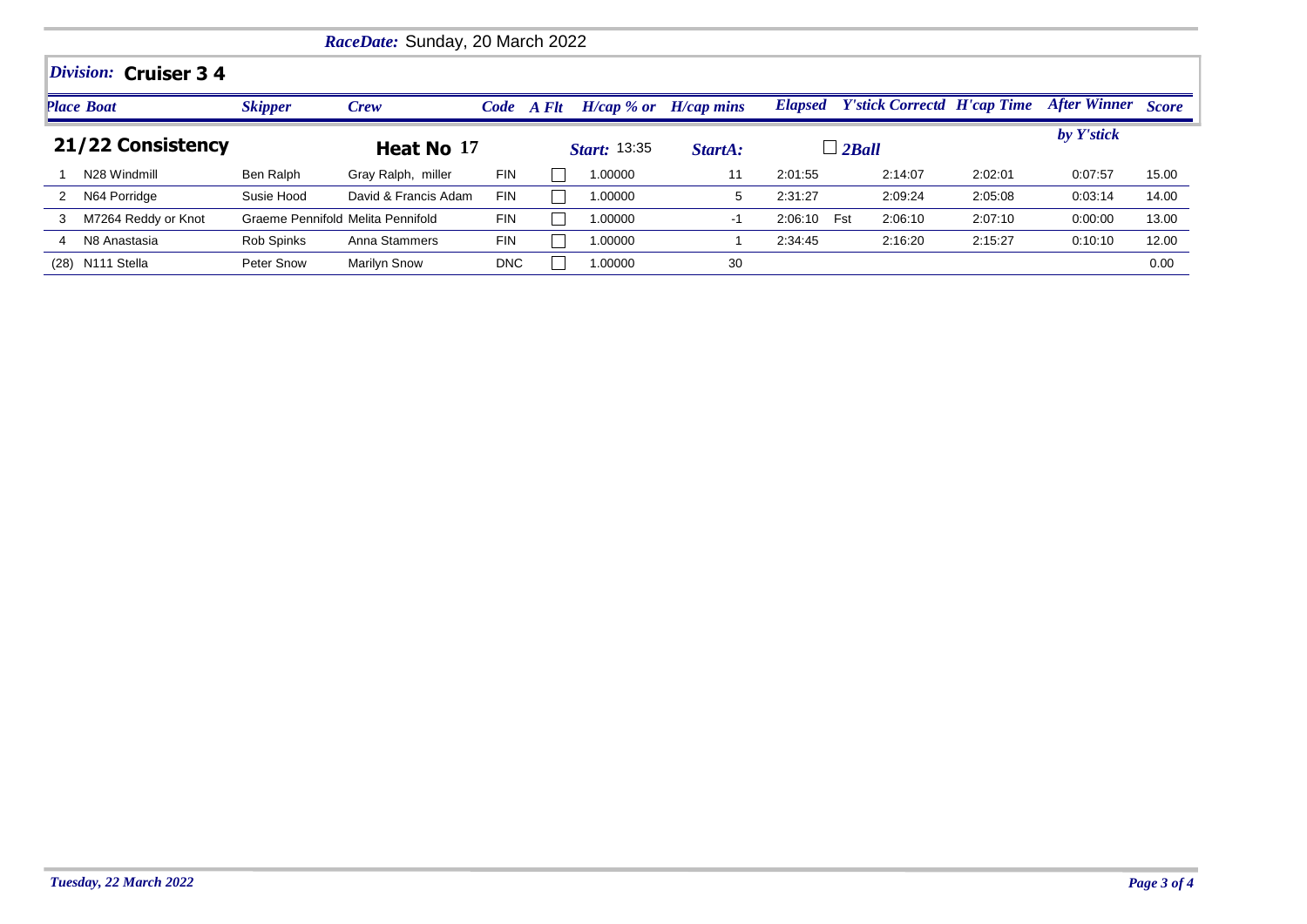*RaceDate:* Sunday, 20 March 2022

## *Division:* Cruiser 3 4

| Place | Boat | Skipper | Crew | Code | A Flt | H/cap % or | H/cap mins | Elapsed | | Y'stick Correctd | H'cap Time | After Winner | Score |
|---|---|---|---|---|---|---|---|---|---|---|---|---|---|
| **21/22 Consistency** | | | **Heat No** 17 | | | *Start:* 13:35 | *StartA:* | | ☐ *2Ball* | | | *by Y'stick* | |
| 1 | N28 Windmill | Ben Ralph | Gray Ralph, miller | FIN | ☐ | 1.00000 | 11 | 2:01:55 | | 2:14:07 | 2:02:01 | 0:07:57 | 15.00 |
| 2 | N64 Porridge | Susie Hood | David & Francis Adam | FIN | ☐ | 1.00000 | 5 | 2:31:27 | | 2:09:24 | 2:05:08 | 0:03:14 | 14.00 |
| 3 | M7264 Reddy or Knot | Graeme Pennifold | Melita Pennifold | FIN | ☐ | 1.00000 | -1 | 2:06:10 | Fst | 2:06:10 | 2:07:10 | 0:00:00 | 13.00 |
| 4 | N8 Anastasia | Rob Spinks | Anna Stammers | FIN | ☐ | 1.00000 | 1 | 2:34:45 | | 2:16:20 | 2:15:27 | 0:10:10 | 12.00 |
| (28) | N111 Stella | Peter Snow | Marilyn Snow | DNC | ☐ | 1.00000 | 30 | | | | | | 0.00 |

*Tuesday, 22 March 2022*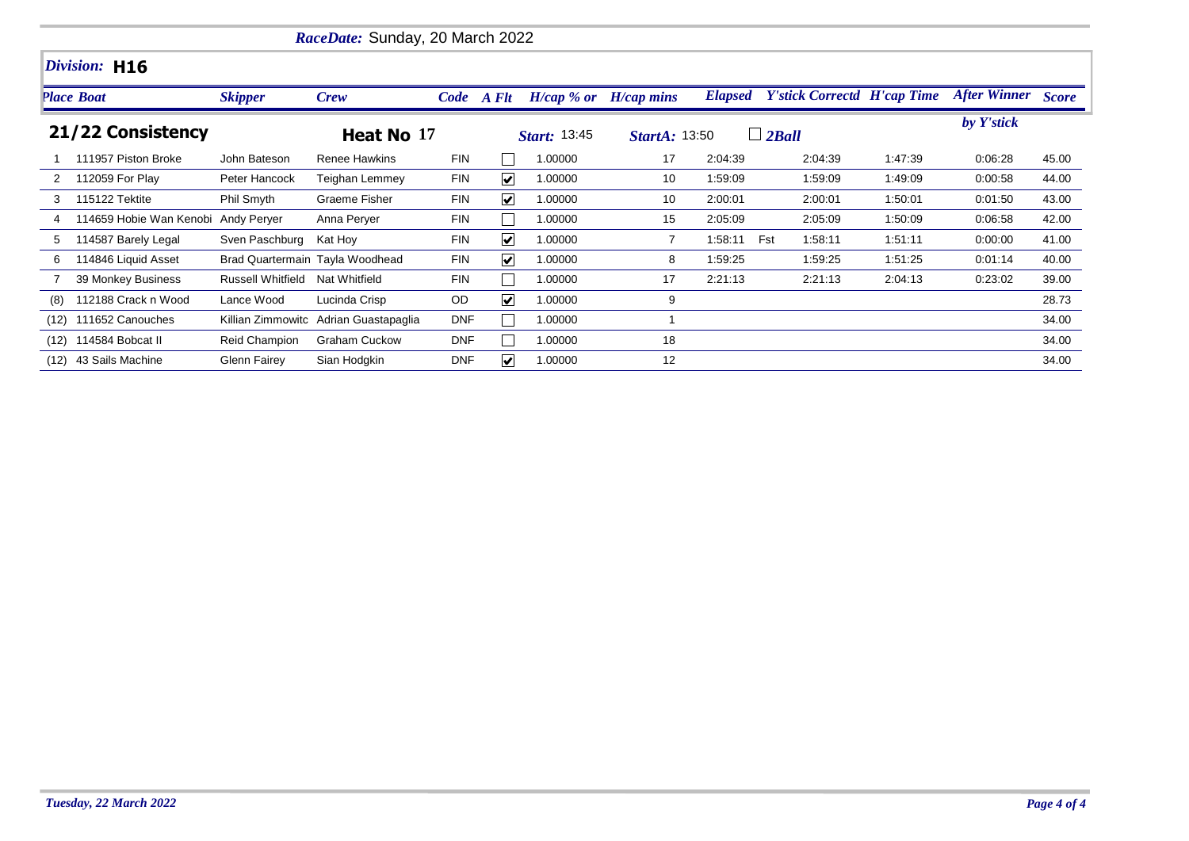*RaceDate:* Sunday, 20 March 2022

## *Division:* H16

**21/22 Consistency** — **Heat No 17** — *Start:* 13:45 — *StartA:* 13:50 — ☐ *2Ball*

| *Place* | *Boat* | *Skipper* | *Crew* | *Code* | *A Flt* | *H/cap % or* | *H/cap mins* | *Elapsed* | | *Y'stick Correctd* | *H'cap Time* | *After Winner by Y'stick* | *Score* |
|---|---|---|---|---|---|---|---|---|---|---|---|---|---|
| 1 | 111957 Piston Broke | John Bateson | Renee Hawkins | FIN | ☐ | 1.00000 | 17 | 2:04:39 | | 2:04:39 | 1:47:39 | 0:06:28 | 45.00 |
| 2 | 112059 For Play | Peter Hancock | Teighan Lemmey | FIN | ☑ | 1.00000 | 10 | 1:59:09 | | 1:59:09 | 1:49:09 | 0:00:58 | 44.00 |
| 3 | 115122 Tektite | Phil Smyth | Graeme Fisher | FIN | ☑ | 1.00000 | 10 | 2:00:01 | | 2:00:01 | 1:50:01 | 0:01:50 | 43.00 |
| 4 | 114659 Hobie Wan Kenobi | Andy Peryer | Anna Peryer | FIN | ☐ | 1.00000 | 15 | 2:05:09 | | 2:05:09 | 1:50:09 | 0:06:58 | 42.00 |
| 5 | 114587 Barely Legal | Sven Paschburg | Kat Hoy | FIN | ☑ | 1.00000 | 7 | 1:58:11 | Fst | 1:58:11 | 1:51:11 | 0:00:00 | 41.00 |
| 6 | 114846 Liquid Asset | Brad Quartermain | Tayla Woodhead | FIN | ☑ | 1.00000 | 8 | 1:59:25 | | 1:59:25 | 1:51:25 | 0:01:14 | 40.00 |
| 7 | 39 Monkey Business | Russell Whitfield | Nat Whitfield | FIN | ☐ | 1.00000 | 17 | 2:21:13 | | 2:21:13 | 2:04:13 | 0:23:02 | 39.00 |
| (8) | 112188 Crack n Wood | Lance Wood | Lucinda Crisp | OD | ☑ | 1.00000 | 9 | | | | | | 28.73 |
| (12) | 111652 Canouches | Killian Zimmowitc | Adrian Guastapaglia | DNF | ☐ | 1.00000 | 1 | | | | | | 34.00 |
| (12) | 114584 Bobcat II | Reid Champion | Graham Cuckow | DNF | ☐ | 1.00000 | 18 | | | | | | 34.00 |
| (12) | 43 Sails Machine | Glenn Fairey | Sian Hodgkin | DNF | ☑ | 1.00000 | 12 | | | | | | 34.00 |